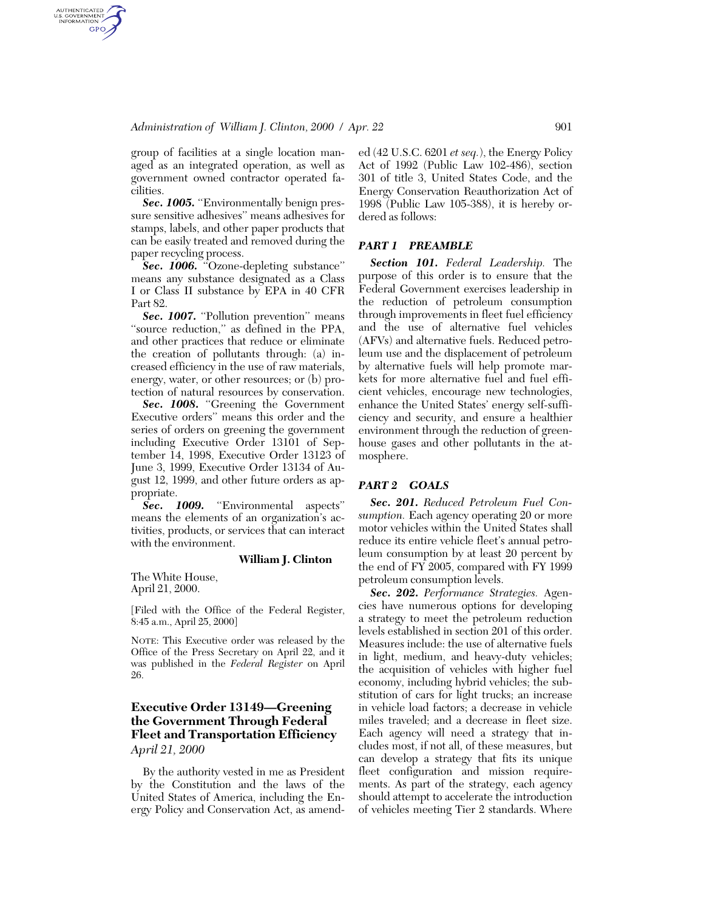group of facilities at a single location managed as an integrated operation, as well as government owned contractor operated facilities.

***Sec. 1005.*** "Environmentally benign pressure sensitive adhesives" means adhesives for stamps, labels, and other paper products that can be easily treated and removed during the paper recycling process.

***Sec. 1006.*** "Ozone-depleting substance" means any substance designated as a Class I or Class II substance by EPA in 40 CFR Part 82.

***Sec. 1007.*** "Pollution prevention" means "source reduction," as defined in the PPA, and other practices that reduce or eliminate the creation of pollutants through: (a) increased efficiency in the use of raw materials, energy, water, or other resources; or (b) protection of natural resources by conservation.

***Sec. 1008.*** "Greening the Government Executive orders" means this order and the series of orders on greening the government including Executive Order 13101 of September 14, 1998, Executive Order 13123 of June 3, 1999, Executive Order 13134 of August 12, 1999, and other future orders as appropriate.

***Sec. 1009.*** "Environmental aspects" means the elements of an organization's activities, products, or services that can interact with the environment.

**William J. Clinton**

The White House,
April 21, 2000.

[Filed with the Office of the Federal Register, 8:45 a.m., April 25, 2000]

NOTE: This Executive order was released by the Office of the Press Secretary on April 22, and it was published in the *Federal Register* on April 26.

## Executive Order 13149—Greening the Government Through Federal Fleet and Transportation Efficiency

*April 21, 2000*

By the authority vested in me as President by the Constitution and the laws of the United States of America, including the Energy Policy and Conservation Act, as amended (42 U.S.C. 6201 *et seq.*), the Energy Policy Act of 1992 (Public Law 102-486), section 301 of title 3, United States Code, and the Energy Conservation Reauthorization Act of 1998 (Public Law 105-388), it is hereby ordered as follows:

### *PART 1 PREAMBLE*

***Section 101.*** *Federal Leadership.* The purpose of this order is to ensure that the Federal Government exercises leadership in the reduction of petroleum consumption through improvements in fleet fuel efficiency and the use of alternative fuel vehicles (AFVs) and alternative fuels. Reduced petroleum use and the displacement of petroleum by alternative fuels will help promote markets for more alternative fuel and fuel efficient vehicles, encourage new technologies, enhance the United States' energy self-sufficiency and security, and ensure a healthier environment through the reduction of greenhouse gases and other pollutants in the atmosphere.

### *PART 2 GOALS*

***Sec. 201.*** *Reduced Petroleum Fuel Consumption.* Each agency operating 20 or more motor vehicles within the United States shall reduce its entire vehicle fleet's annual petroleum consumption by at least 20 percent by the end of FY 2005, compared with FY 1999 petroleum consumption levels.

***Sec. 202.*** *Performance Strategies.* Agencies have numerous options for developing a strategy to meet the petroleum reduction levels established in section 201 of this order. Measures include: the use of alternative fuels in light, medium, and heavy-duty vehicles; the acquisition of vehicles with higher fuel economy, including hybrid vehicles; the substitution of cars for light trucks; an increase in vehicle load factors; a decrease in vehicle miles traveled; and a decrease in fleet size. Each agency will need a strategy that includes most, if not all, of these measures, but can develop a strategy that fits its unique fleet configuration and mission requirements. As part of the strategy, each agency should attempt to accelerate the introduction of vehicles meeting Tier 2 standards. Where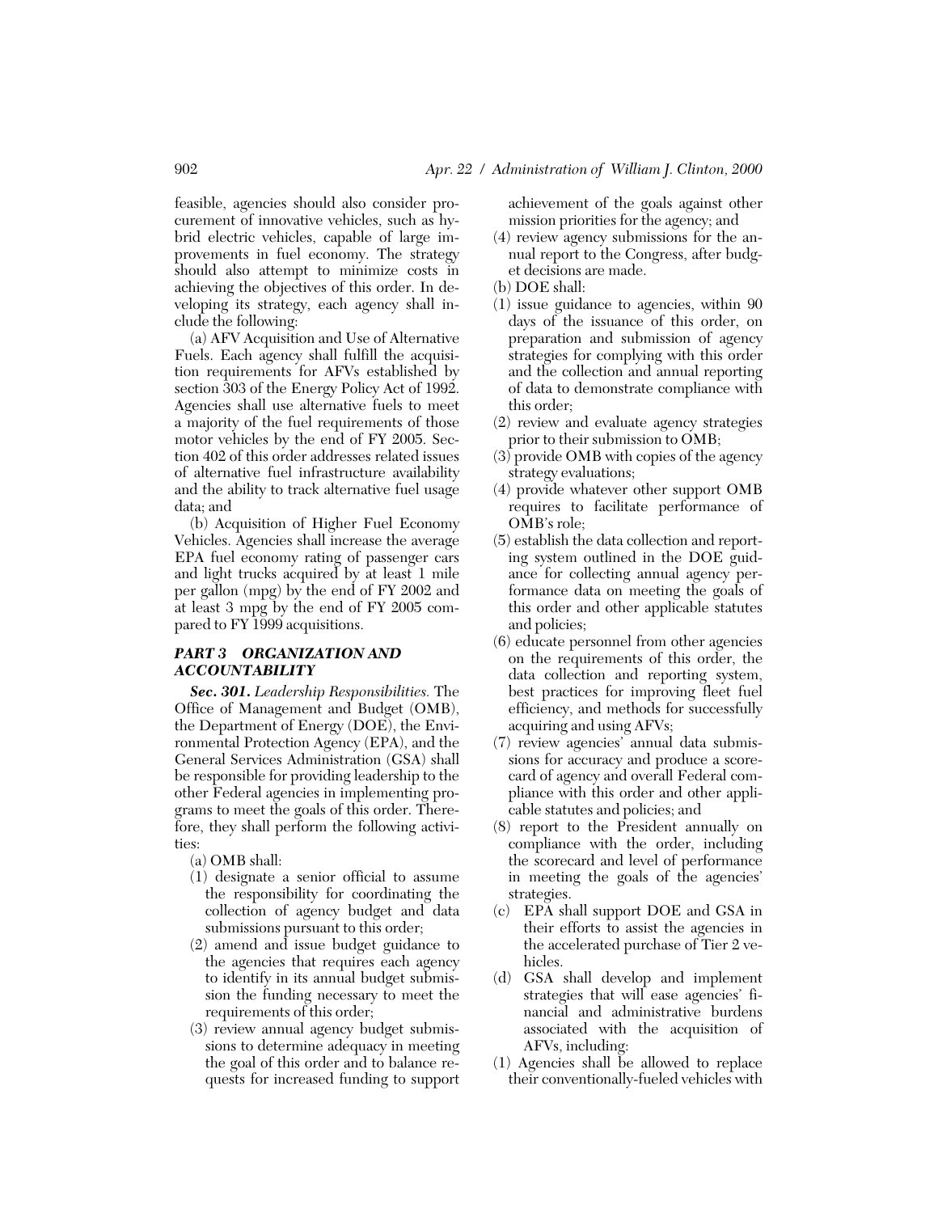feasible, agencies should also consider procurement of innovative vehicles, such as hybrid electric vehicles, capable of large improvements in fuel economy. The strategy should also attempt to minimize costs in achieving the objectives of this order. In developing its strategy, each agency shall include the following:

(a) AFV Acquisition and Use of Alternative Fuels. Each agency shall fulfill the acquisition requirements for AFVs established by section 303 of the Energy Policy Act of 1992. Agencies shall use alternative fuels to meet a majority of the fuel requirements of those motor vehicles by the end of FY 2005. Section 402 of this order addresses related issues of alternative fuel infrastructure availability and the ability to track alternative fuel usage data; and

(b) Acquisition of Higher Fuel Economy Vehicles. Agencies shall increase the average EPA fuel economy rating of passenger cars and light trucks acquired by at least 1 mile per gallon (mpg) by the end of FY 2002 and at least 3 mpg by the end of FY 2005 compared to FY 1999 acquisitions.

### *PART 3 ORGANIZATION AND ACCOUNTABILITY*

***Sec. 301.*** *Leadership Responsibilities.* The Office of Management and Budget (OMB), the Department of Energy (DOE), the Environmental Protection Agency (EPA), and the General Services Administration (GSA) shall be responsible for providing leadership to the other Federal agencies in implementing programs to meet the goals of this order. Therefore, they shall perform the following activities:

(a) OMB shall:

(1) designate a senior official to assume the responsibility for coordinating the collection of agency budget and data submissions pursuant to this order;

(2) amend and issue budget guidance to the agencies that requires each agency to identify in its annual budget submission the funding necessary to meet the requirements of this order;

(3) review annual agency budget submissions to determine adequacy in meeting the goal of this order and to balance requests for increased funding to support achievement of the goals against other mission priorities for the agency; and

(4) review agency submissions for the annual report to the Congress, after budget decisions are made.

(b) DOE shall:

(1) issue guidance to agencies, within 90 days of the issuance of this order, on preparation and submission of agency strategies for complying with this order and the collection and annual reporting of data to demonstrate compliance with this order;

(2) review and evaluate agency strategies prior to their submission to OMB;

(3) provide OMB with copies of the agency strategy evaluations;

(4) provide whatever other support OMB requires to facilitate performance of OMB's role;

(5) establish the data collection and reporting system outlined in the DOE guidance for collecting annual agency performance data on meeting the goals of this order and other applicable statutes and policies;

(6) educate personnel from other agencies on the requirements of this order, the data collection and reporting system, best practices for improving fleet fuel efficiency, and methods for successfully acquiring and using AFVs;

(7) review agencies' annual data submissions for accuracy and produce a scorecard of agency and overall Federal compliance with this order and other applicable statutes and policies; and

(8) report to the President annually on compliance with the order, including the scorecard and level of performance in meeting the goals of the agencies' strategies.

(c) EPA shall support DOE and GSA in their efforts to assist the agencies in the accelerated purchase of Tier 2 vehicles.

(d) GSA shall develop and implement strategies that will ease agencies' financial and administrative burdens associated with the acquisition of AFVs, including:

(1) Agencies shall be allowed to replace their conventionally-fueled vehicles with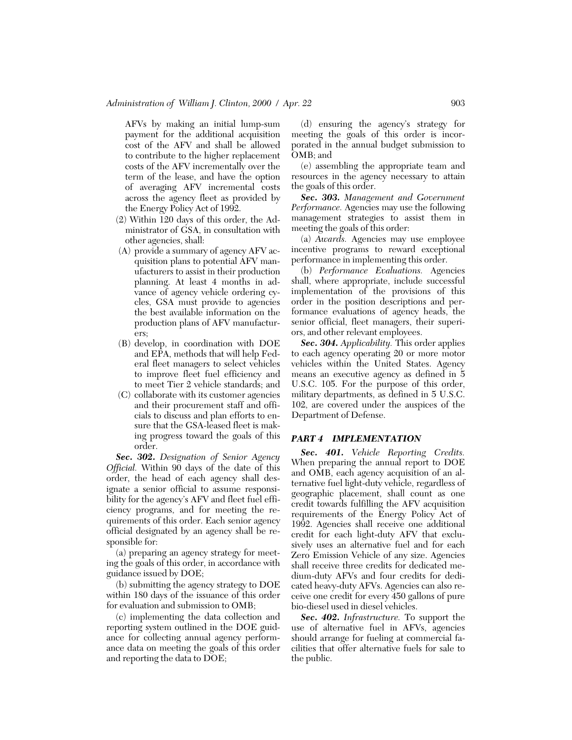AFVs by making an initial lump-sum payment for the additional acquisition cost of the AFV and shall be allowed to contribute to the higher replacement costs of the AFV incrementally over the term of the lease, and have the option of averaging AFV incremental costs across the agency fleet as provided by the Energy Policy Act of 1992.

(2) Within 120 days of this order, the Administrator of GSA, in consultation with other agencies, shall:

(A) provide a summary of agency AFV acquisition plans to potential AFV manufacturers to assist in their production planning. At least 4 months in advance of agency vehicle ordering cycles, GSA must provide to agencies the best available information on the production plans of AFV manufacturers;

(B) develop, in coordination with DOE and EPA, methods that will help Federal fleet managers to select vehicles to improve fleet fuel efficiency and to meet Tier 2 vehicle standards; and

(C) collaborate with its customer agencies and their procurement staff and officials to discuss and plan efforts to ensure that the GSA-leased fleet is making progress toward the goals of this order.

***Sec. 302.*** *Designation of Senior Agency Official.* Within 90 days of the date of this order, the head of each agency shall designate a senior official to assume responsibility for the agency's AFV and fleet fuel efficiency programs, and for meeting the requirements of this order. Each senior agency official designated by an agency shall be responsible for:

(a) preparing an agency strategy for meeting the goals of this order, in accordance with guidance issued by DOE;

(b) submitting the agency strategy to DOE within 180 days of the issuance of this order for evaluation and submission to OMB;

(c) implementing the data collection and reporting system outlined in the DOE guidance for collecting annual agency performance data on meeting the goals of this order and reporting the data to DOE;

(d) ensuring the agency's strategy for meeting the goals of this order is incorporated in the annual budget submission to OMB; and

(e) assembling the appropriate team and resources in the agency necessary to attain the goals of this order.

***Sec. 303.*** *Management and Government Performance.* Agencies may use the following management strategies to assist them in meeting the goals of this order:

(a) *Awards.* Agencies may use employee incentive programs to reward exceptional performance in implementing this order.

(b) *Performance Evaluations.* Agencies shall, where appropriate, include successful implementation of the provisions of this order in the position descriptions and performance evaluations of agency heads, the senior official, fleet managers, their superiors, and other relevant employees.

***Sec. 304.*** *Applicability.* This order applies to each agency operating 20 or more motor vehicles within the United States. Agency means an executive agency as defined in 5 U.S.C. 105. For the purpose of this order, military departments, as defined in 5 U.S.C. 102, are covered under the auspices of the Department of Defense.

## *PART 4 IMPLEMENTATION*

***Sec. 401.*** *Vehicle Reporting Credits.* When preparing the annual report to DOE and OMB, each agency acquisition of an alternative fuel light-duty vehicle, regardless of geographic placement, shall count as one credit towards fulfilling the AFV acquisition requirements of the Energy Policy Act of 1992. Agencies shall receive one additional credit for each light-duty AFV that exclusively uses an alternative fuel and for each Zero Emission Vehicle of any size. Agencies shall receive three credits for dedicated medium-duty AFVs and four credits for dedicated heavy-duty AFVs. Agencies can also receive one credit for every 450 gallons of pure bio-diesel used in diesel vehicles.

***Sec. 402.*** *Infrastructure.* To support the use of alternative fuel in AFVs, agencies should arrange for fueling at commercial facilities that offer alternative fuels for sale to the public.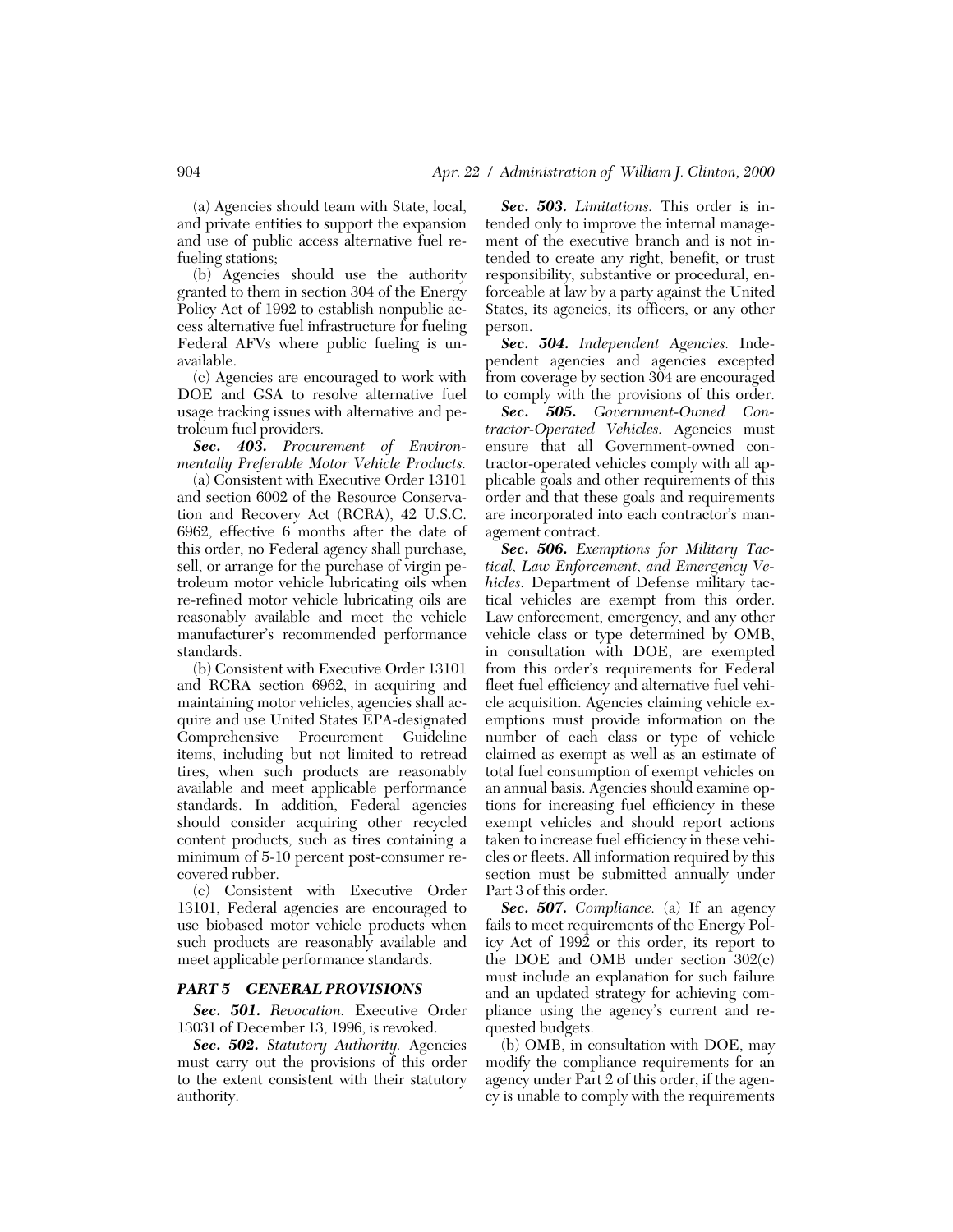(a) Agencies should team with State, local, and private entities to support the expansion and use of public access alternative fuel refueling stations;

(b) Agencies should use the authority granted to them in section 304 of the Energy Policy Act of 1992 to establish nonpublic access alternative fuel infrastructure for fueling Federal AFVs where public fueling is unavailable.

(c) Agencies are encouraged to work with DOE and GSA to resolve alternative fuel usage tracking issues with alternative and petroleum fuel providers.

***Sec. 403.*** *Procurement of Environmentally Preferable Motor Vehicle Products.*

(a) Consistent with Executive Order 13101 and section 6002 of the Resource Conservation and Recovery Act (RCRA), 42 U.S.C. 6962, effective 6 months after the date of this order, no Federal agency shall purchase, sell, or arrange for the purchase of virgin petroleum motor vehicle lubricating oils when re-refined motor vehicle lubricating oils are reasonably available and meet the vehicle manufacturer's recommended performance standards.

(b) Consistent with Executive Order 13101 and RCRA section 6962, in acquiring and maintaining motor vehicles, agencies shall acquire and use United States EPA-designated Comprehensive Procurement Guideline items, including but not limited to retread tires, when such products are reasonably available and meet applicable performance standards. In addition, Federal agencies should consider acquiring other recycled content products, such as tires containing a minimum of 5-10 percent post-consumer recovered rubber.

(c) Consistent with Executive Order 13101, Federal agencies are encouraged to use biobased motor vehicle products when such products are reasonably available and meet applicable performance standards.

## *PART 5 GENERAL PROVISIONS*

***Sec. 501.*** *Revocation.* Executive Order 13031 of December 13, 1996, is revoked.

***Sec. 502.*** *Statutory Authority.* Agencies must carry out the provisions of this order to the extent consistent with their statutory authority.

***Sec. 503.*** *Limitations.* This order is intended only to improve the internal management of the executive branch and is not intended to create any right, benefit, or trust responsibility, substantive or procedural, enforceable at law by a party against the United States, its agencies, its officers, or any other person.

***Sec. 504.*** *Independent Agencies.* Independent agencies and agencies excepted from coverage by section 304 are encouraged to comply with the provisions of this order.

***Sec. 505.*** *Government-Owned Contractor-Operated Vehicles.* Agencies must ensure that all Government-owned contractor-operated vehicles comply with all applicable goals and other requirements of this order and that these goals and requirements are incorporated into each contractor's management contract.

***Sec. 506.*** *Exemptions for Military Tactical, Law Enforcement, and Emergency Vehicles.* Department of Defense military tactical vehicles are exempt from this order. Law enforcement, emergency, and any other vehicle class or type determined by OMB, in consultation with DOE, are exempted from this order's requirements for Federal fleet fuel efficiency and alternative fuel vehicle acquisition. Agencies claiming vehicle exemptions must provide information on the number of each class or type of vehicle claimed as exempt as well as an estimate of total fuel consumption of exempt vehicles on an annual basis. Agencies should examine options for increasing fuel efficiency in these exempt vehicles and should report actions taken to increase fuel efficiency in these vehicles or fleets. All information required by this section must be submitted annually under Part 3 of this order.

***Sec. 507.*** *Compliance.* (a) If an agency fails to meet requirements of the Energy Policy Act of 1992 or this order, its report to the DOE and OMB under section 302(c) must include an explanation for such failure and an updated strategy for achieving compliance using the agency's current and requested budgets.

(b) OMB, in consultation with DOE, may modify the compliance requirements for an agency under Part 2 of this order, if the agency is unable to comply with the requirements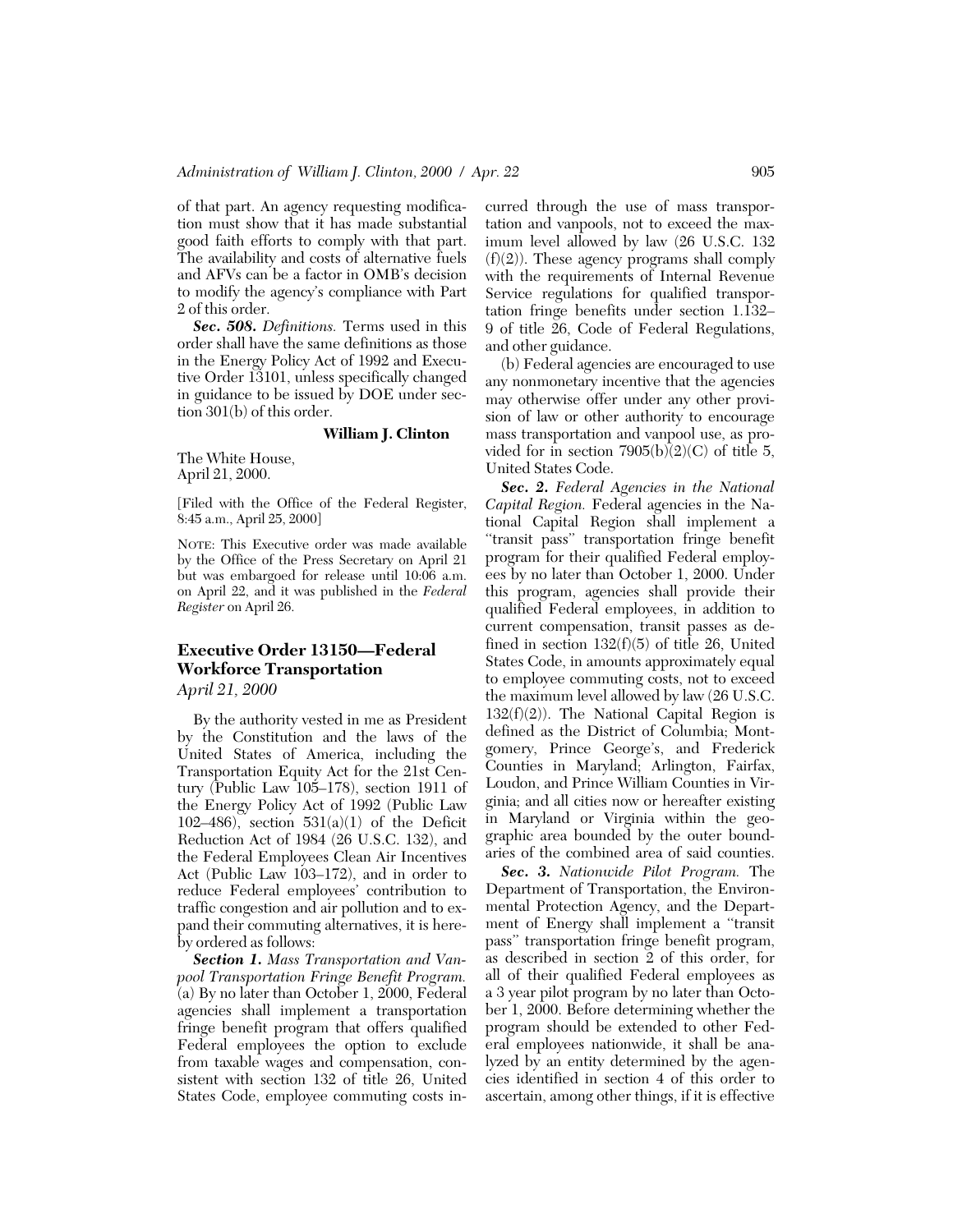of that part. An agency requesting modification must show that it has made substantial good faith efforts to comply with that part. The availability and costs of alternative fuels and AFVs can be a factor in OMB's decision to modify the agency's compliance with Part 2 of this order.

***Sec. 508.*** *Definitions.* Terms used in this order shall have the same definitions as those in the Energy Policy Act of 1992 and Executive Order 13101, unless specifically changed in guidance to be issued by DOE under section 301(b) of this order.

**William J. Clinton**

The White House,
April 21, 2000.

[Filed with the Office of the Federal Register, 8:45 a.m., April 25, 2000]

NOTE: This Executive order was made available by the Office of the Press Secretary on April 21 but was embargoed for release until 10:06 a.m. on April 22, and it was published in the *Federal Register* on April 26.

## Executive Order 13150—Federal Workforce Transportation

*April 21, 2000*

By the authority vested in me as President by the Constitution and the laws of the United States of America, including the Transportation Equity Act for the 21st Century (Public Law 105–178), section 1911 of the Energy Policy Act of 1992 (Public Law 102–486), section 531(a)(1) of the Deficit Reduction Act of 1984 (26 U.S.C. 132), and the Federal Employees Clean Air Incentives Act (Public Law 103–172), and in order to reduce Federal employees' contribution to traffic congestion and air pollution and to expand their commuting alternatives, it is hereby ordered as follows:

***Section 1.*** *Mass Transportation and Vanpool Transportation Fringe Benefit Program.* (a) By no later than October 1, 2000, Federal agencies shall implement a transportation fringe benefit program that offers qualified Federal employees the option to exclude from taxable wages and compensation, consistent with section 132 of title 26, United States Code, employee commuting costs incurred through the use of mass transportation and vanpools, not to exceed the maximum level allowed by law (26 U.S.C. 132 (f)(2)). These agency programs shall comply with the requirements of Internal Revenue Service regulations for qualified transportation fringe benefits under section 1.132–9 of title 26, Code of Federal Regulations, and other guidance.

(b) Federal agencies are encouraged to use any nonmonetary incentive that the agencies may otherwise offer under any other provision of law or other authority to encourage mass transportation and vanpool use, as provided for in section 7905(b)(2)(C) of title 5, United States Code.

***Sec. 2.*** *Federal Agencies in the National Capital Region.* Federal agencies in the National Capital Region shall implement a "transit pass" transportation fringe benefit program for their qualified Federal employees by no later than October 1, 2000. Under this program, agencies shall provide their qualified Federal employees, in addition to current compensation, transit passes as defined in section 132(f)(5) of title 26, United States Code, in amounts approximately equal to employee commuting costs, not to exceed the maximum level allowed by law (26 U.S.C. 132(f)(2)). The National Capital Region is defined as the District of Columbia; Montgomery, Prince George's, and Frederick Counties in Maryland; Arlington, Fairfax, Loudon, and Prince William Counties in Virginia; and all cities now or hereafter existing in Maryland or Virginia within the geographic area bounded by the outer boundaries of the combined area of said counties.

***Sec. 3.*** *Nationwide Pilot Program.* The Department of Transportation, the Environmental Protection Agency, and the Department of Energy shall implement a "transit pass" transportation fringe benefit program, as described in section 2 of this order, for all of their qualified Federal employees as a 3 year pilot program by no later than October 1, 2000. Before determining whether the program should be extended to other Federal employees nationwide, it shall be analyzed by an entity determined by the agencies identified in section 4 of this order to ascertain, among other things, if it is effective